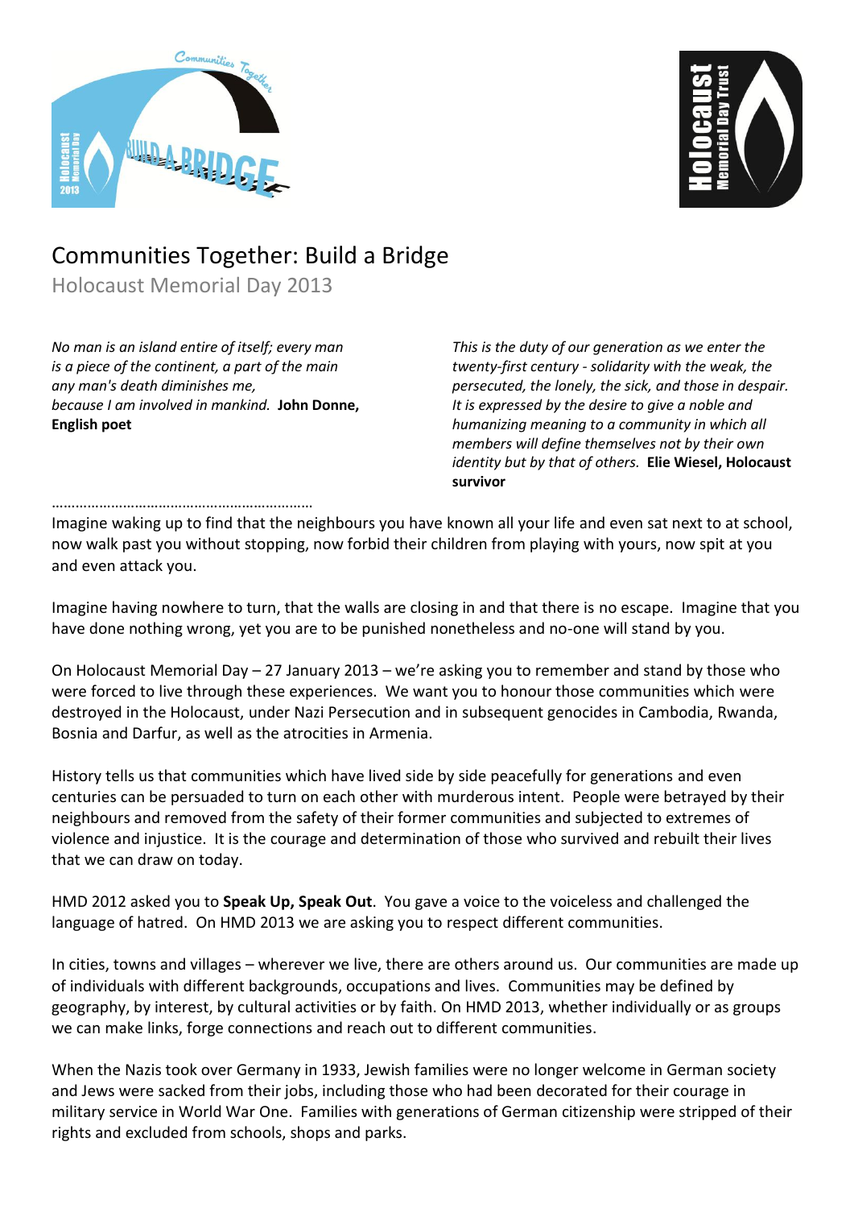# Communities Together: Build a Bridge

## Holocaust Memorial Day 2013

*No man is an island entire of itself; every man is a piece of the continent, a part of the main any man's death diminishes me, because I am involved in mankind.* **John Donne, English poet**

*This is the duty of our generation as we enter the twenty-first century - solidarity with the weak, the persecuted, the lonely, the sick, and those in despair. It is expressed by the desire to give a noble and humanizing meaning to a community in which all members will define themselves not by their own identity but by that of others.* **Elie Wiesel, Holocaust survivor**

………………………………………………………

Imagine waking up to find that the neighbours you have known all your life and even sat next to at school, now walk past you without stopping, now forbid their children from playing with yours, now spit at you and even attack you.

Imagine having nowhere to turn, that the walls are closing in and that there is no escape. Imagine that you have done nothing wrong, yet you are to be punished nonetheless and no-one will stand by you.

On Holocaust Memorial Day – 27 January 2013 – we're asking you to remember and stand by those who were forced to live through these experiences. We want you to honour those communities which were destroyed in the Holocaust, under Nazi Persecution and in subsequent genocides in Cambodia, Rwanda, Bosnia and Darfur, as well as the atrocities in Armenia.

History tells us that communities which have lived side by side peacefully for generations and even centuries can be persuaded to turn on each other with murderous intent. People were betrayed by their neighbours and removed from the safety of their former communities and subjected to extremes of violence and injustice. It is the courage and determination of those who survived and rebuilt their lives that we can draw on today.

HMD 2012 asked you to **Speak Up, Speak Out**. You gave a voice to the voiceless and challenged the language of hatred. On HMD 2013 we are asking you to respect different communities.

In cities, towns and villages – wherever we live, there are others around us. Our communities are made up of individuals with different backgrounds, occupations and lives. Communities may be defined by geography, by interest, by cultural activities or by faith. On HMD 2013, whether individually or as groups we can make links, forge connections and reach out to different communities.

When the Nazis took over Germany in 1933, Jewish families were no longer welcome in German society and Jews were sacked from their jobs, including those who had been decorated for their courage in military service in World War One. Families with generations of German citizenship were stripped of their rights and excluded from schools, shops and parks.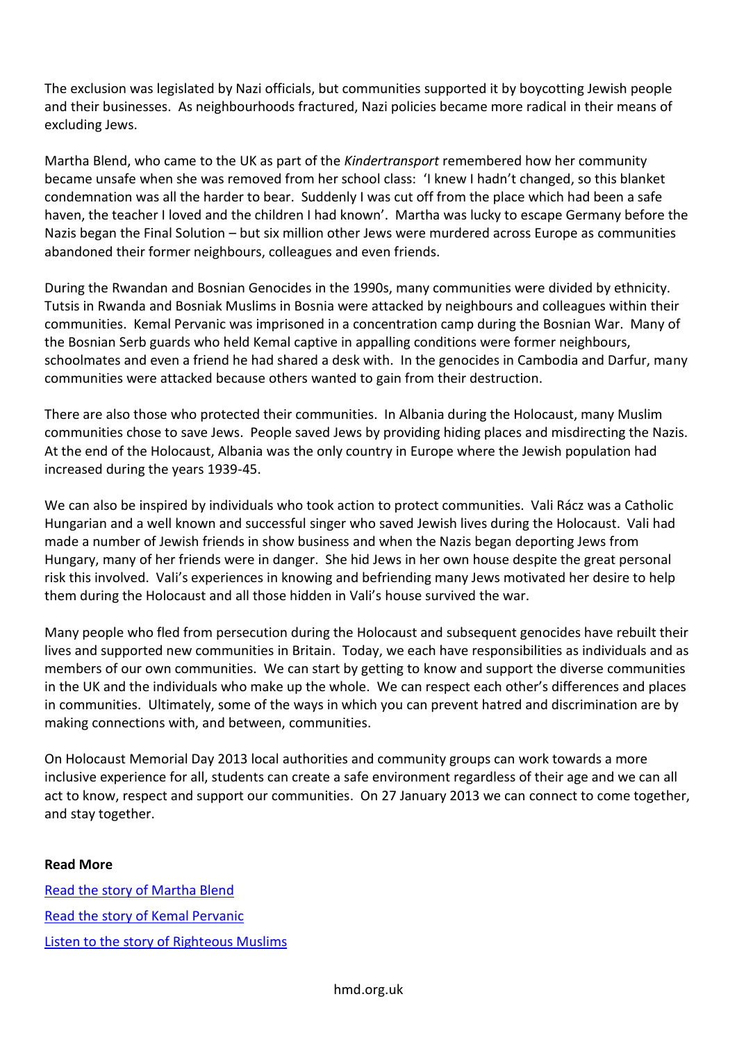The exclusion was legislated by Nazi officials, but communities supported it by boycotting Jewish people and their businesses. As neighbourhoods fractured, Nazi policies became more radical in their means of excluding Jews.

Martha Blend, who came to the UK as part of the *Kindertransport* remembered how her community became unsafe when she was removed from her school class: 'I knew I hadn't changed, so this blanket condemnation was all the harder to bear. Suddenly I was cut off from the place which had been a safe haven, the teacher I loved and the children I had known'. Martha was lucky to escape Germany before the Nazis began the Final Solution – but six million other Jews were murdered across Europe as communities abandoned their former neighbours, colleagues and even friends.

During the Rwandan and Bosnian Genocides in the 1990s, many communities were divided by ethnicity. Tutsis in Rwanda and Bosniak Muslims in Bosnia were attacked by neighbours and colleagues within their communities. Kemal Pervanic was imprisoned in a concentration camp during the Bosnian War. Many of the Bosnian Serb guards who held Kemal captive in appalling conditions were former neighbours, schoolmates and even a friend he had shared a desk with. In the genocides in Cambodia and Darfur, many communities were attacked because others wanted to gain from their destruction.

There are also those who protected their communities. In Albania during the Holocaust, many Muslim communities chose to save Jews. People saved Jews by providing hiding places and misdirecting the Nazis. At the end of the Holocaust, Albania was the only country in Europe where the Jewish population had increased during the years 1939-45.

We can also be inspired by individuals who took action to protect communities. Vali Rácz was a Catholic Hungarian and a well known and successful singer who saved Jewish lives during the Holocaust. Vali had made a number of Jewish friends in show business and when the Nazis began deporting Jews from Hungary, many of her friends were in danger. She hid Jews in her own house despite the great personal risk this involved. Vali's experiences in knowing and befriending many Jews motivated her desire to help them during the Holocaust and all those hidden in Vali's house survived the war.

Many people who fled from persecution during the Holocaust and subsequent genocides have rebuilt their lives and supported new communities in Britain. Today, we each have responsibilities as individuals and as members of our own communities. We can start by getting to know and support the diverse communities in the UK and the individuals who make up the whole. We can respect each other's differences and places in communities. Ultimately, some of the ways in which you can prevent hatred and discrimination are by making connections with, and between, communities.

On Holocaust Memorial Day 2013 local authorities and community groups can work towards a more inclusive experience for all, students can create a safe environment regardless of their age and we can all act to know, respect and support our communities. On 27 January 2013 we can connect to come together, and stay together.

**Read More**

Read the story of Martha Blend

Read the story of Kemal Pervanic

Listen to the story of Righteous Muslims

hmd.org.uk